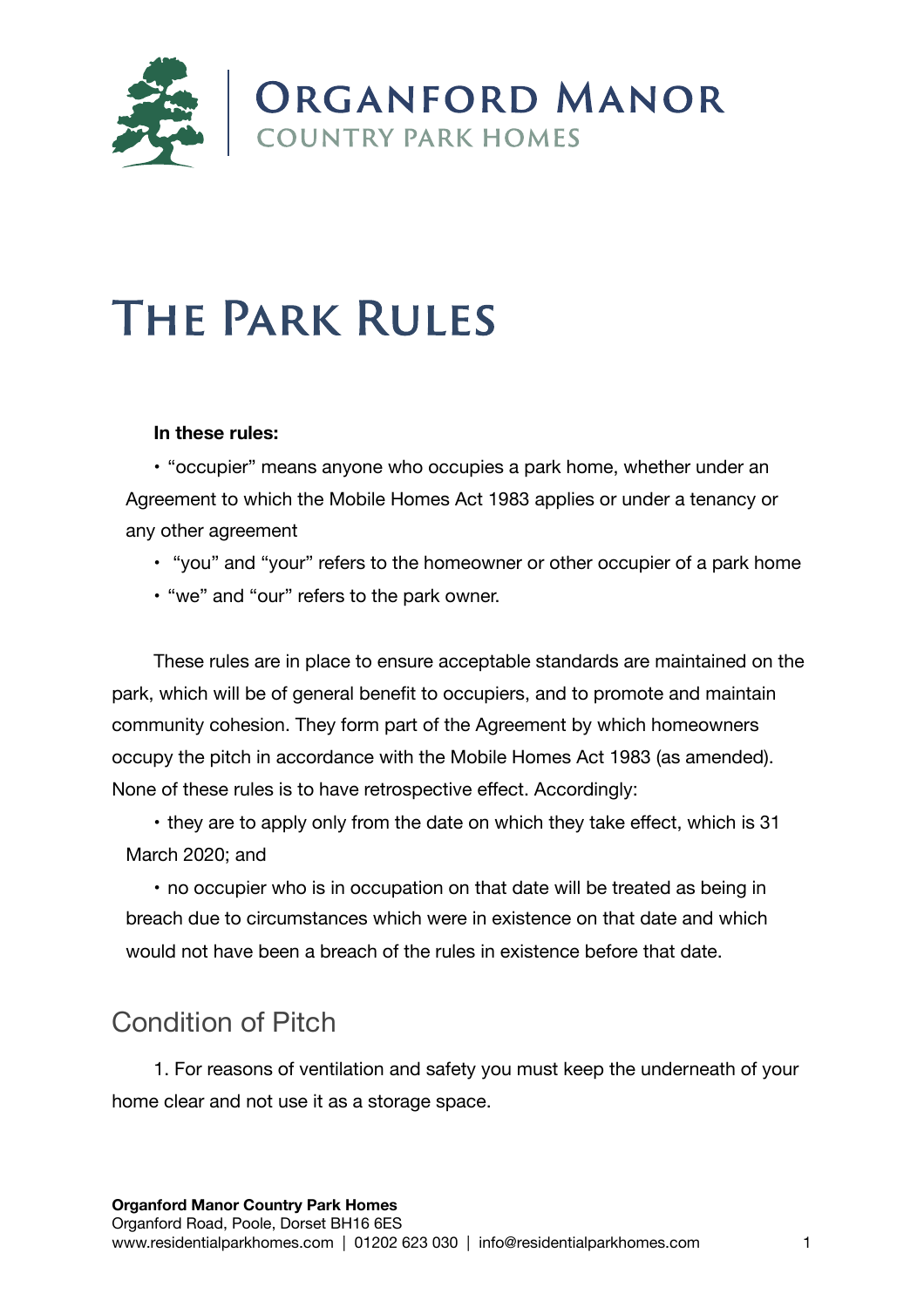# ORGANFORD MANOR
COUNTRY PARK HOMES

# THE PARK RULES

**In these rules:**

- "occupier" means anyone who occupies a park home, whether under an Agreement to which the Mobile Homes Act 1983 applies or under a tenancy or any other agreement
- "you" and "your" refers to the homeowner or other occupier of a park home
- "we" and "our" refers to the park owner.

These rules are in place to ensure acceptable standards are maintained on the park, which will be of general benefit to occupiers, and to promote and maintain community cohesion. They form part of the Agreement by which homeowners occupy the pitch in accordance with the Mobile Homes Act 1983 (as amended). None of these rules is to have retrospective effect. Accordingly:

- they are to apply only from the date on which they take effect, which is 31 March 2020; and
- no occupier who is in occupation on that date will be treated as being in breach due to circumstances which were in existence on that date and which would not have been a breach of the rules in existence before that date.

## Condition of Pitch

1. For reasons of ventilation and safety you must keep the underneath of your home clear and not use it as a storage space.

**Organford Manor Country Park Homes**
Organford Road, Poole, Dorset BH16 6ES
www.residentialparkhomes.com | 01202 623 030 | info@residentialparkhomes.com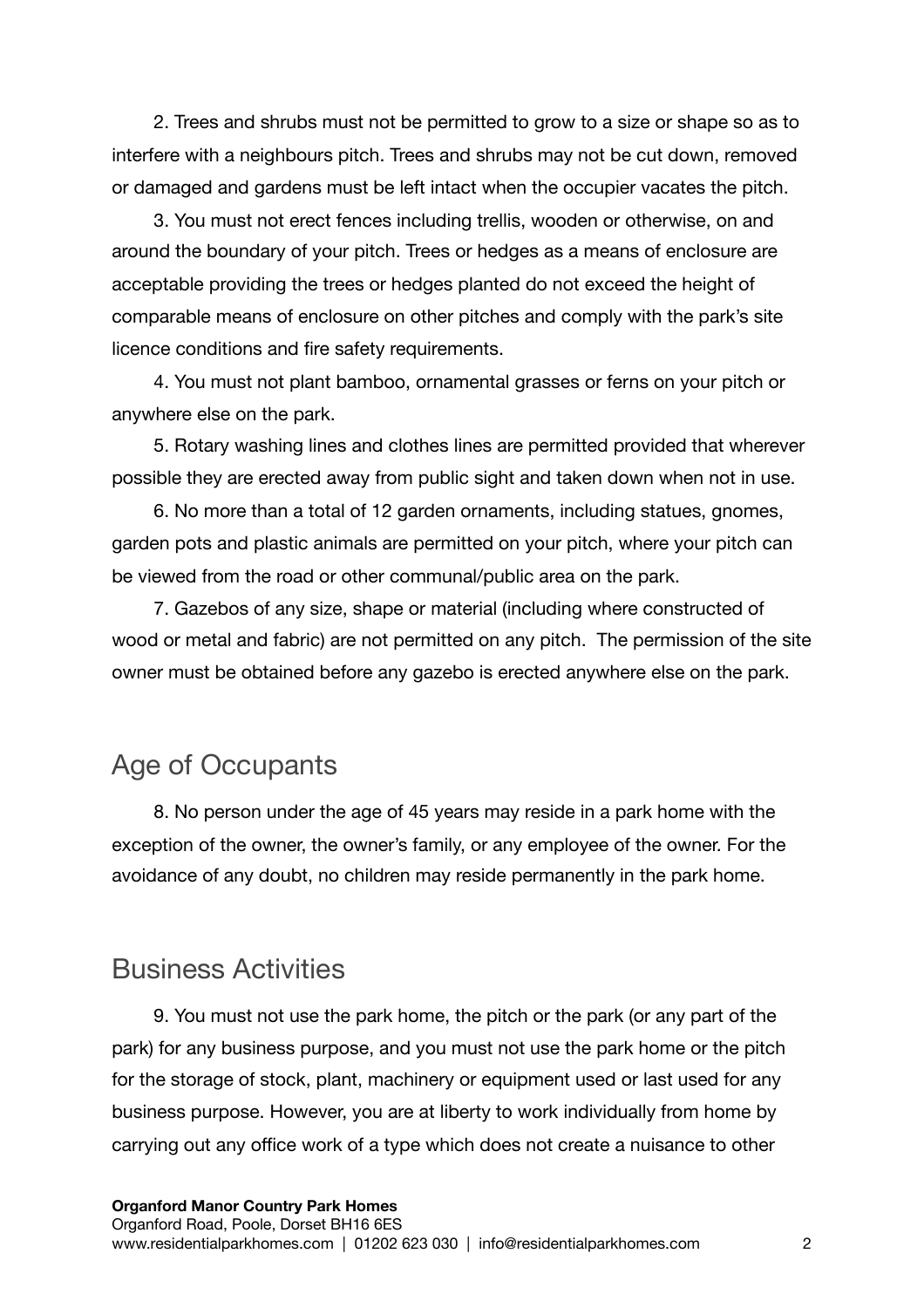2. Trees and shrubs must not be permitted to grow to a size or shape so as to interfere with a neighbours pitch. Trees and shrubs may not be cut down, removed or damaged and gardens must be left intact when the occupier vacates the pitch.

3. You must not erect fences including trellis, wooden or otherwise, on and around the boundary of your pitch. Trees or hedges as a means of enclosure are acceptable providing the trees or hedges planted do not exceed the height of comparable means of enclosure on other pitches and comply with the park's site licence conditions and fire safety requirements.

4. You must not plant bamboo, ornamental grasses or ferns on your pitch or anywhere else on the park.

5. Rotary washing lines and clothes lines are permitted provided that wherever possible they are erected away from public sight and taken down when not in use.

6. No more than a total of 12 garden ornaments, including statues, gnomes, garden pots and plastic animals are permitted on your pitch, where your pitch can be viewed from the road or other communal/public area on the park.

7. Gazebos of any size, shape or material (including where constructed of wood or metal and fabric) are not permitted on any pitch. The permission of the site owner must be obtained before any gazebo is erected anywhere else on the park.

## Age of Occupants

8. No person under the age of 45 years may reside in a park home with the exception of the owner, the owner's family, or any employee of the owner. For the avoidance of any doubt, no children may reside permanently in the park home.

## Business Activities

9. You must not use the park home, the pitch or the park (or any part of the park) for any business purpose, and you must not use the park home or the pitch for the storage of stock, plant, machinery or equipment used or last used for any business purpose. However, you are at liberty to work individually from home by carrying out any office work of a type which does not create a nuisance to other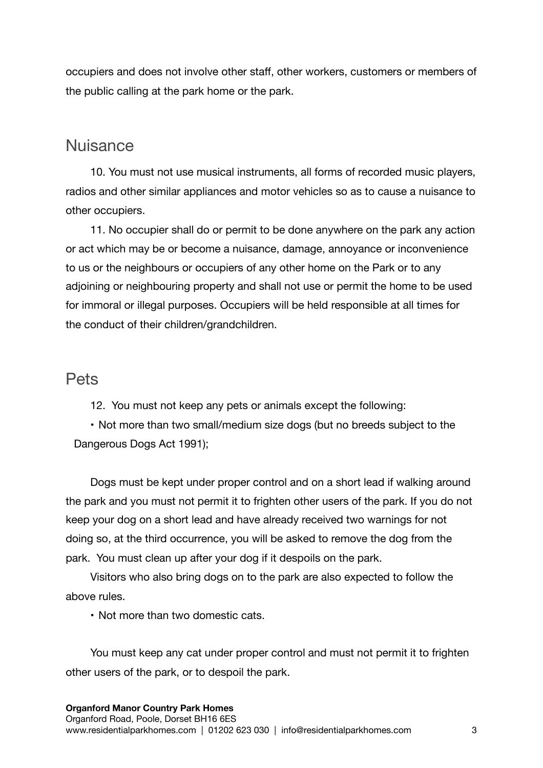occupiers and does not involve other staff, other workers, customers or members of the public calling at the park home or the park.

## Nuisance

10. You must not use musical instruments, all forms of recorded music players, radios and other similar appliances and motor vehicles so as to cause a nuisance to other occupiers.

11. No occupier shall do or permit to be done anywhere on the park any action or act which may be or become a nuisance, damage, annoyance or inconvenience to us or the neighbours or occupiers of any other home on the Park or to any adjoining or neighbouring property and shall not use or permit the home to be used for immoral or illegal purposes. Occupiers will be held responsible at all times for the conduct of their children/grandchildren.

## Pets

12. You must not keep any pets or animals except the following:

- Not more than two small/medium size dogs (but no breeds subject to the Dangerous Dogs Act 1991);

Dogs must be kept under proper control and on a short lead if walking around the park and you must not permit it to frighten other users of the park. If you do not keep your dog on a short lead and have already received two warnings for not doing so, at the third occurrence, you will be asked to remove the dog from the park. You must clean up after your dog if it despoils on the park.

Visitors who also bring dogs on to the park are also expected to follow the above rules.

- Not more than two domestic cats.

You must keep any cat under proper control and must not permit it to frighten other users of the park, or to despoil the park.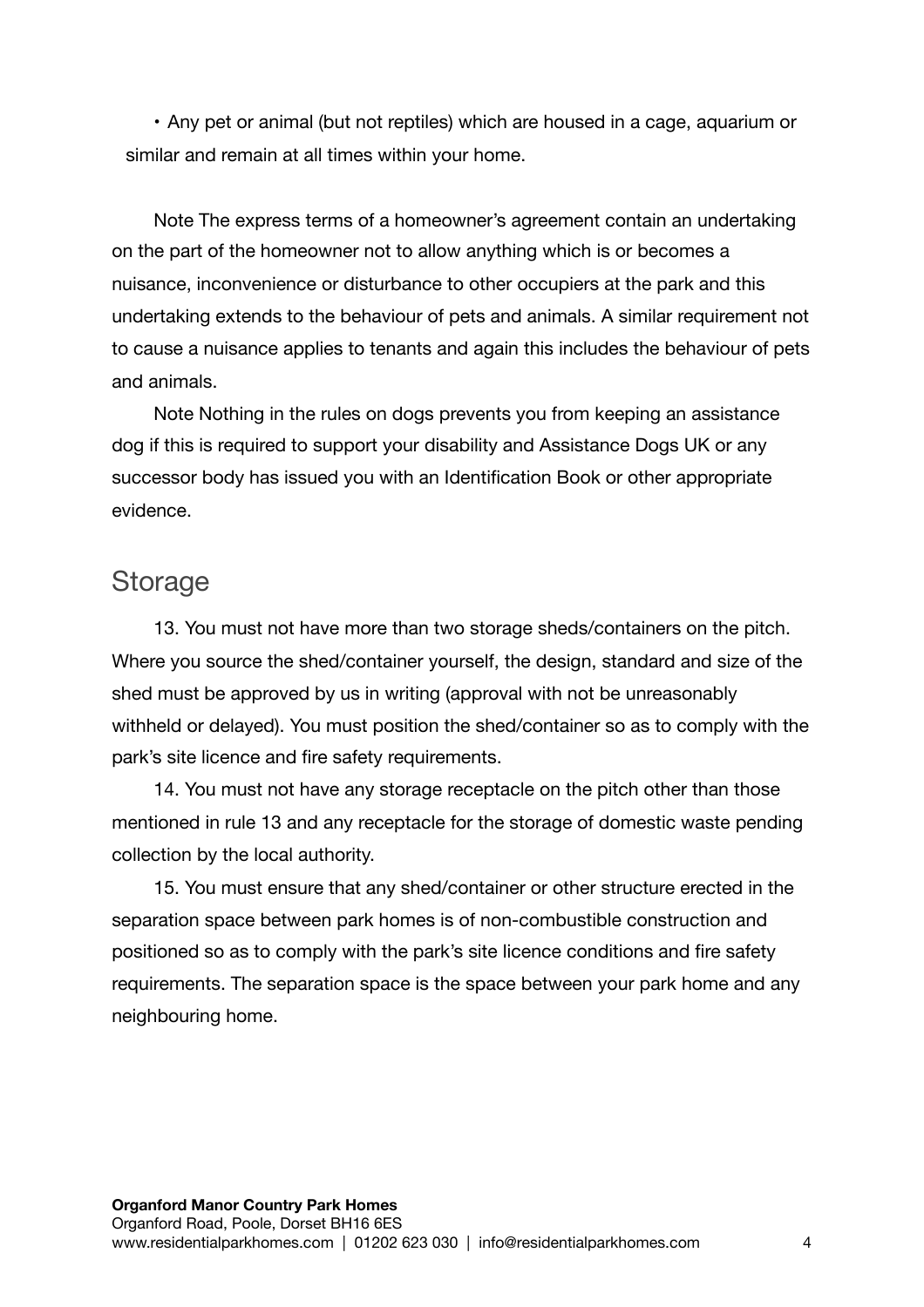- Any pet or animal (but not reptiles) which are housed in a cage, aquarium or similar and remain at all times within your home.

Note The express terms of a homeowner's agreement contain an undertaking on the part of the homeowner not to allow anything which is or becomes a nuisance, inconvenience or disturbance to other occupiers at the park and this undertaking extends to the behaviour of pets and animals. A similar requirement not to cause a nuisance applies to tenants and again this includes the behaviour of pets and animals.

Note Nothing in the rules on dogs prevents you from keeping an assistance dog if this is required to support your disability and Assistance Dogs UK or any successor body has issued you with an Identification Book or other appropriate evidence.

## Storage

13. You must not have more than two storage sheds/containers on the pitch. Where you source the shed/container yourself, the design, standard and size of the shed must be approved by us in writing (approval with not be unreasonably withheld or delayed). You must position the shed/container so as to comply with the park's site licence and fire safety requirements.

14. You must not have any storage receptacle on the pitch other than those mentioned in rule 13 and any receptacle for the storage of domestic waste pending collection by the local authority.

15. You must ensure that any shed/container or other structure erected in the separation space between park homes is of non-combustible construction and positioned so as to comply with the park's site licence conditions and fire safety requirements. The separation space is the space between your park home and any neighbouring home.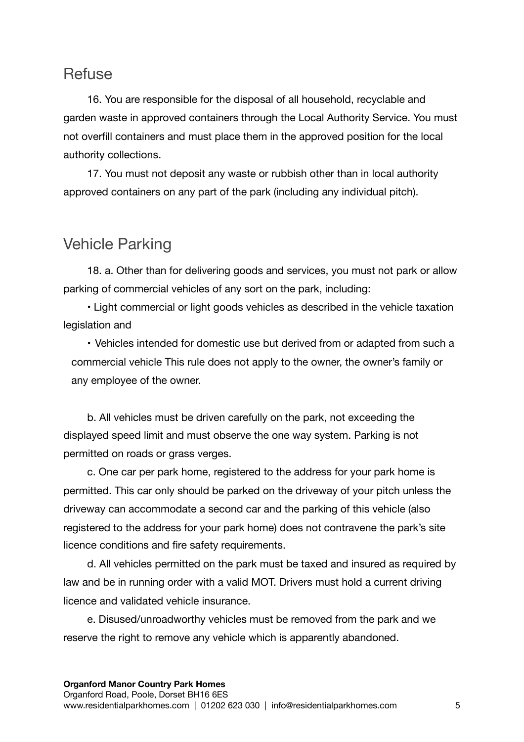## Refuse

16. You are responsible for the disposal of all household, recyclable and garden waste in approved containers through the Local Authority Service. You must not overfill containers and must place them in the approved position for the local authority collections.

17. You must not deposit any waste or rubbish other than in local authority approved containers on any part of the park (including any individual pitch).

## Vehicle Parking

18. a. Other than for delivering goods and services, you must not park or allow parking of commercial vehicles of any sort on the park, including:

- Light commercial or light goods vehicles as described in the vehicle taxation legislation and
- Vehicles intended for domestic use but derived from or adapted from such a commercial vehicle This rule does not apply to the owner, the owner's family or any employee of the owner.

b. All vehicles must be driven carefully on the park, not exceeding the displayed speed limit and must observe the one way system. Parking is not permitted on roads or grass verges.

c. One car per park home, registered to the address for your park home is permitted. This car only should be parked on the driveway of your pitch unless the driveway can accommodate a second car and the parking of this vehicle (also registered to the address for your park home) does not contravene the park's site licence conditions and fire safety requirements.

d. All vehicles permitted on the park must be taxed and insured as required by law and be in running order with a valid MOT. Drivers must hold a current driving licence and validated vehicle insurance.

e. Disused/unroadworthy vehicles must be removed from the park and we reserve the right to remove any vehicle which is apparently abandoned.

**Organford Manor Country Park Homes**
Organford Road, Poole, Dorset BH16 6ES
www.residentialparkhomes.com | 01202 623 030 | info@residentialparkhomes.com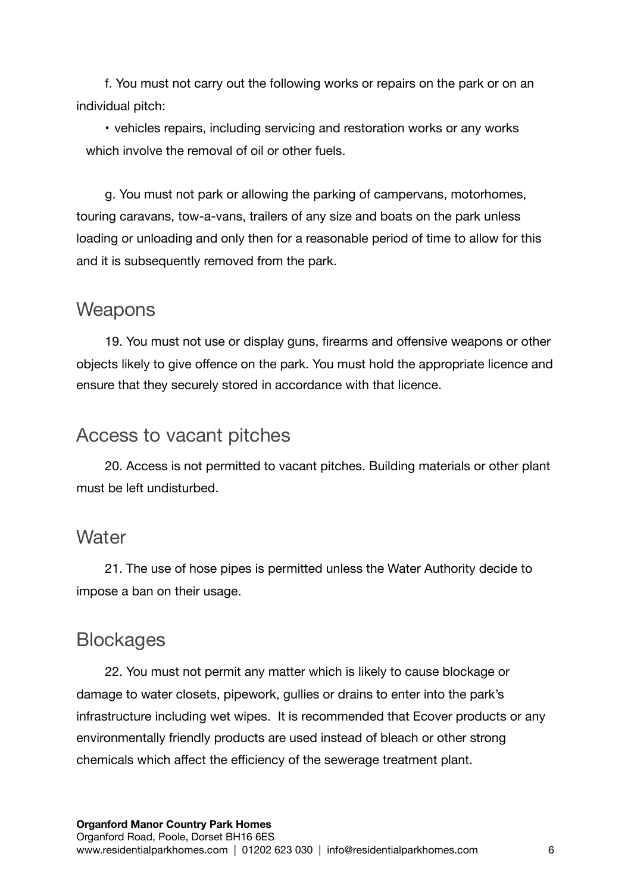f. You must not carry out the following works or repairs on the park or on an individual pitch:

- vehicles repairs, including servicing and restoration works or any works which involve the removal of oil or other fuels.

g. You must not park or allowing the parking of campervans, motorhomes, touring caravans, tow-a-vans, trailers of any size and boats on the park unless loading or unloading and only then for a reasonable period of time to allow for this and it is subsequently removed from the park.

## Weapons

19. You must not use or display guns, firearms and offensive weapons or other objects likely to give offence on the park. You must hold the appropriate licence and ensure that they securely stored in accordance with that licence.

## Access to vacant pitches

20. Access is not permitted to vacant pitches. Building materials or other plant must be left undisturbed.

## Water

21. The use of hose pipes is permitted unless the Water Authority decide to impose a ban on their usage.

## Blockages

22. You must not permit any matter which is likely to cause blockage or damage to water closets, pipework, gullies or drains to enter into the park's infrastructure including wet wipes. It is recommended that Ecover products or any environmentally friendly products are used instead of bleach or other strong chemicals which affect the efficiency of the sewerage treatment plant.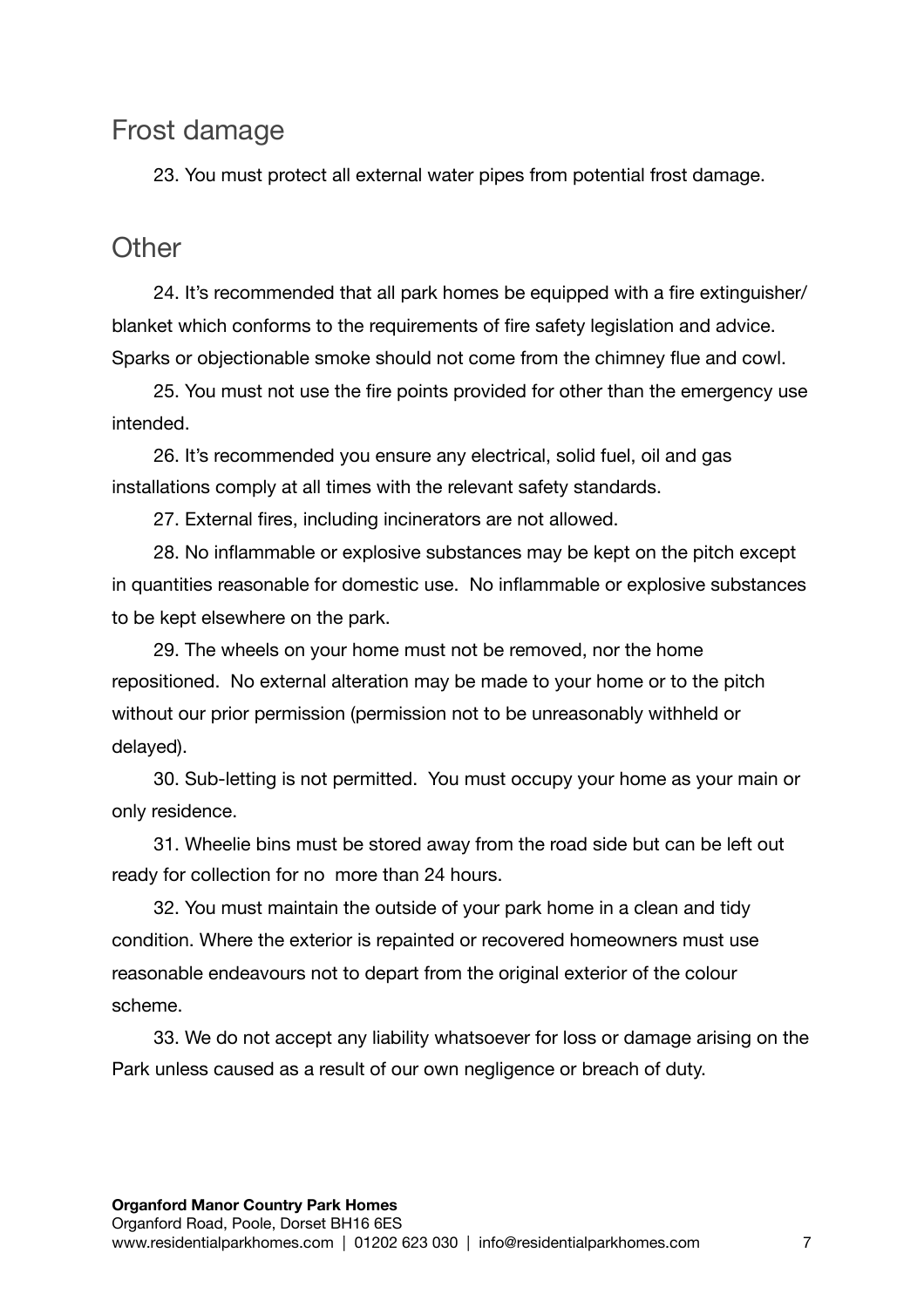## Frost damage

23. You must protect all external water pipes from potential frost damage.

## Other

24. It's recommended that all park homes be equipped with a fire extinguisher/ blanket which conforms to the requirements of fire safety legislation and advice. Sparks or objectionable smoke should not come from the chimney flue and cowl.

25. You must not use the fire points provided for other than the emergency use intended.

26. It's recommended you ensure any electrical, solid fuel, oil and gas installations comply at all times with the relevant safety standards.

27. External fires, including incinerators are not allowed.

28. No inflammable or explosive substances may be kept on the pitch except in quantities reasonable for domestic use. No inflammable or explosive substances to be kept elsewhere on the park.

29. The wheels on your home must not be removed, nor the home repositioned. No external alteration may be made to your home or to the pitch without our prior permission (permission not to be unreasonably withheld or delayed).

30. Sub-letting is not permitted. You must occupy your home as your main or only residence.

31. Wheelie bins must be stored away from the road side but can be left out ready for collection for no more than 24 hours.

32. You must maintain the outside of your park home in a clean and tidy condition. Where the exterior is repainted or recovered homeowners must use reasonable endeavours not to depart from the original exterior of the colour scheme.

33. We do not accept any liability whatsoever for loss or damage arising on the Park unless caused as a result of our own negligence or breach of duty.